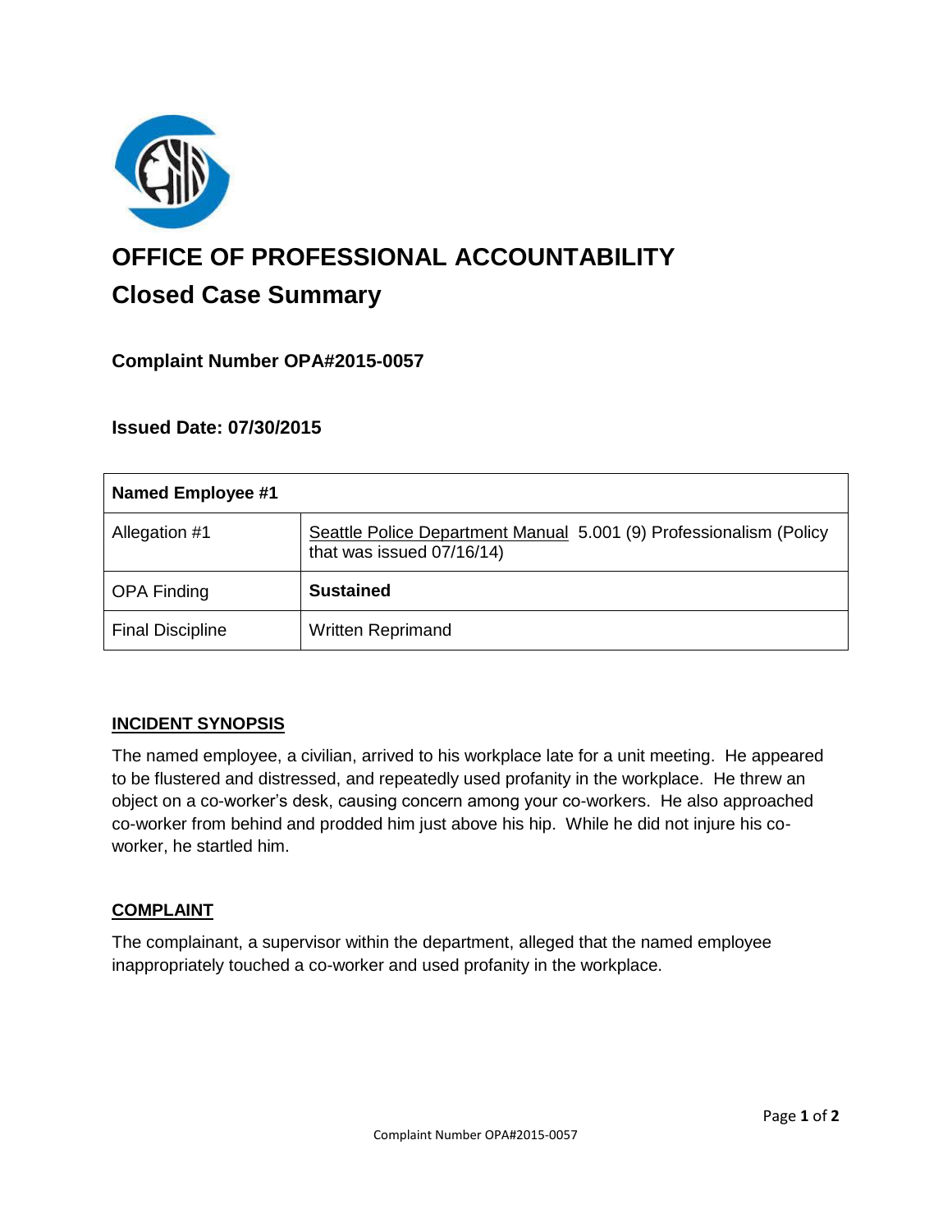# OFFICE OF PROFESSIONAL ACCOUNTABILITY

## Closed Case Summary

### Complaint Number OPA#2015-0057

### Issued Date: 07/30/2015

| Named Employee #1 | |
|---|---|
| Allegation #1 | Seattle Police Department Manual 5.001 (9) Professionalism (Policy that was issued 07/16/14) |
| OPA Finding | **Sustained** |
| Final Discipline | Written Reprimand |

**INCIDENT SYNOPSIS**

The named employee, a civilian, arrived to his workplace late for a unit meeting. He appeared to be flustered and distressed, and repeatedly used profanity in the workplace. He threw an object on a co-worker's desk, causing concern among your co-workers. He also approached co-worker from behind and prodded him just above his hip. While he did not injure his co-worker, he startled him.

**COMPLAINT**

The complainant, a supervisor within the department, alleged that the named employee inappropriately touched a co-worker and used profanity in the workplace.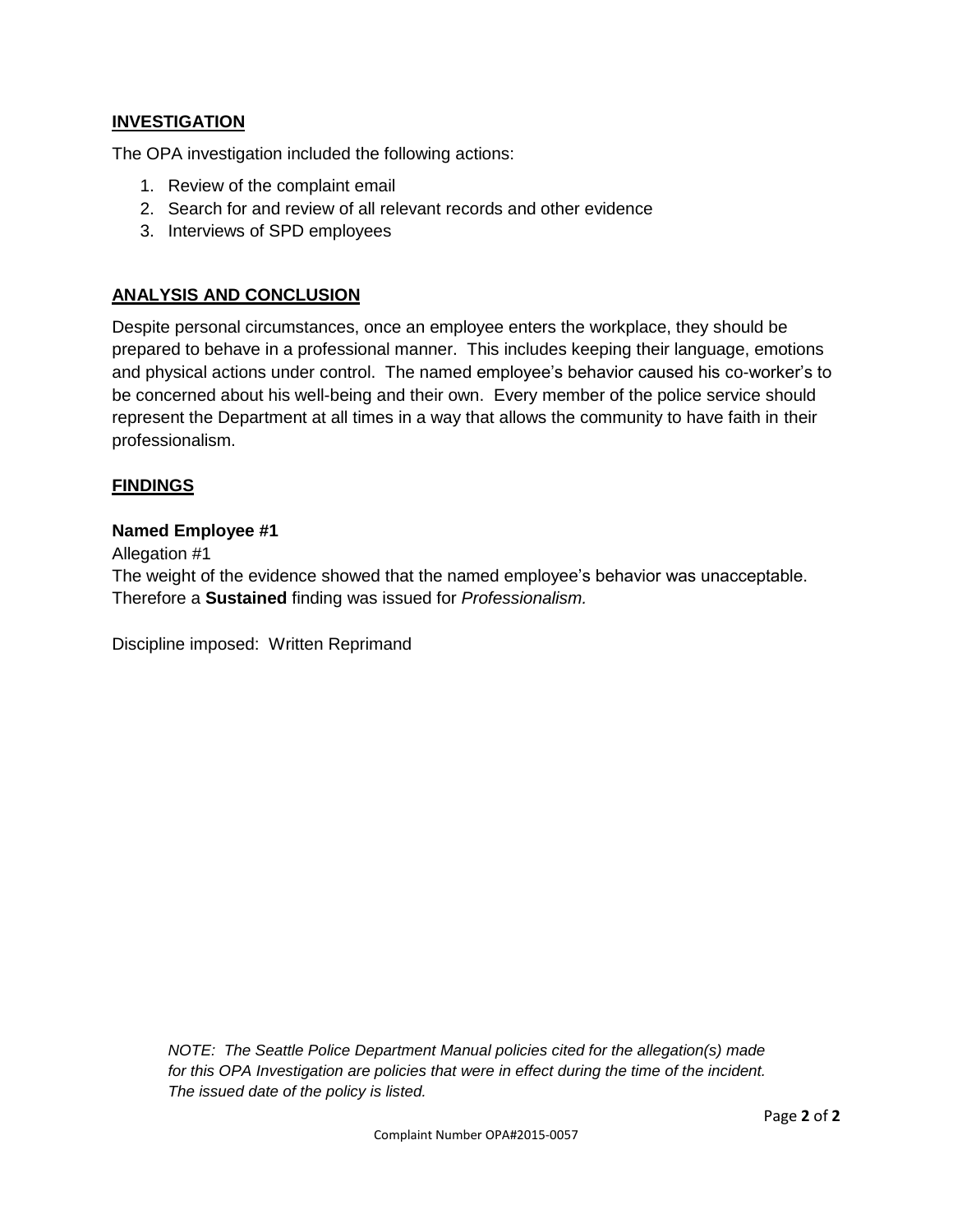## INVESTIGATION

The OPA investigation included the following actions:

1. Review of the complaint email
2. Search for and review of all relevant records and other evidence
3. Interviews of SPD employees

## ANALYSIS AND CONCLUSION

Despite personal circumstances, once an employee enters the workplace, they should be prepared to behave in a professional manner. This includes keeping their language, emotions and physical actions under control. The named employee's behavior caused his co-worker's to be concerned about his well-being and their own. Every member of the police service should represent the Department at all times in a way that allows the community to have faith in their professionalism.

## FINDINGS

**Named Employee #1**

Allegation #1

The weight of the evidence showed that the named employee's behavior was unacceptable. Therefore a **Sustained** finding was issued for *Professionalism.*

Discipline imposed: Written Reprimand

*NOTE: The Seattle Police Department Manual policies cited for the allegation(s) made for this OPA Investigation are policies that were in effect during the time of the incident. The issued date of the policy is listed.*

Complaint Number OPA#2015-0057